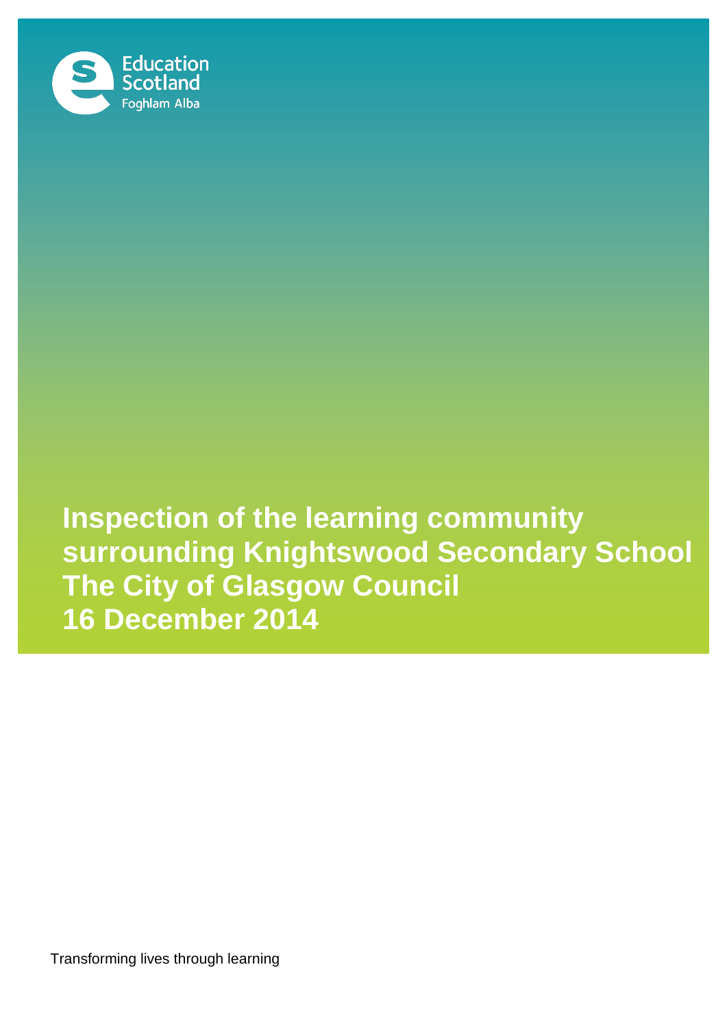Education Scotland
Foghlam Alba

# Inspection of the learning community surrounding Knightswood Secondary School The City of Glasgow Council 16 December 2014

Transforming lives through learning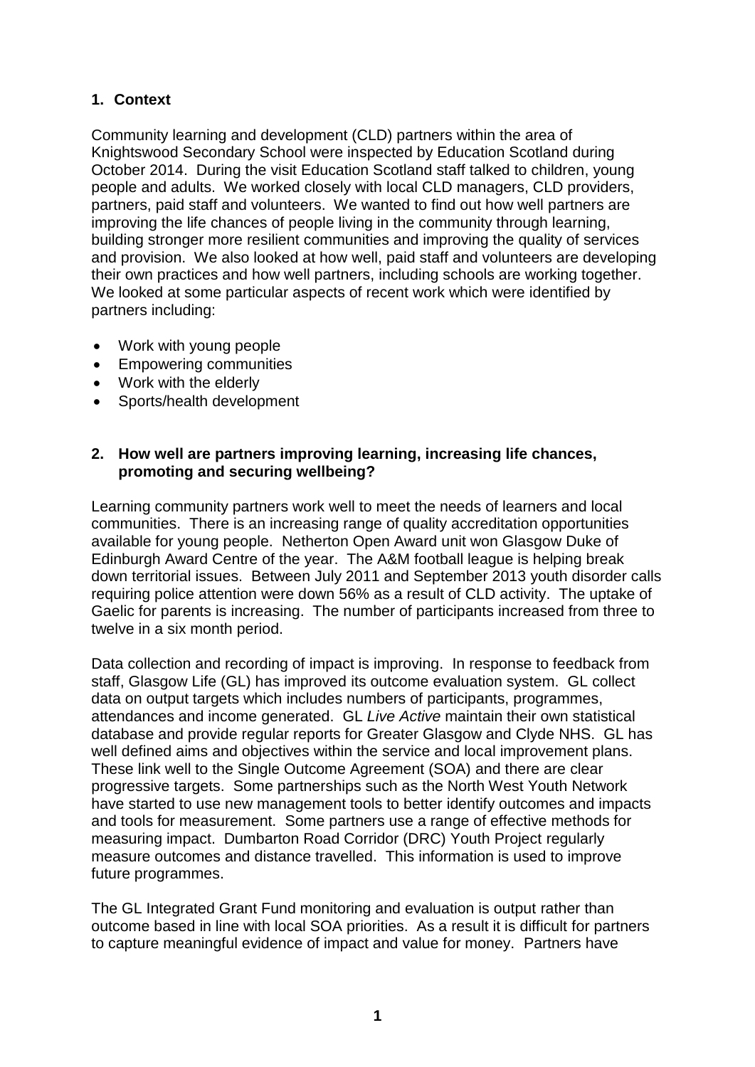## 1. Context

Community learning and development (CLD) partners within the area of Knightswood Secondary School were inspected by Education Scotland during October 2014. During the visit Education Scotland staff talked to children, young people and adults. We worked closely with local CLD managers, CLD providers, partners, paid staff and volunteers. We wanted to find out how well partners are improving the life chances of people living in the community through learning, building stronger more resilient communities and improving the quality of services and provision. We also looked at how well, paid staff and volunteers are developing their own practices and how well partners, including schools are working together. We looked at some particular aspects of recent work which were identified by partners including:

- Work with young people
- Empowering communities
- Work with the elderly
- Sports/health development

## 2. How well are partners improving learning, increasing life chances, promoting and securing wellbeing?

Learning community partners work well to meet the needs of learners and local communities. There is an increasing range of quality accreditation opportunities available for young people. Netherton Open Award unit won Glasgow Duke of Edinburgh Award Centre of the year. The A&M football league is helping break down territorial issues. Between July 2011 and September 2013 youth disorder calls requiring police attention were down 56% as a result of CLD activity. The uptake of Gaelic for parents is increasing. The number of participants increased from three to twelve in a six month period.

Data collection and recording of impact is improving. In response to feedback from staff, Glasgow Life (GL) has improved its outcome evaluation system. GL collect data on output targets which includes numbers of participants, programmes, attendances and income generated. GL *Live Active* maintain their own statistical database and provide regular reports for Greater Glasgow and Clyde NHS. GL has well defined aims and objectives within the service and local improvement plans. These link well to the Single Outcome Agreement (SOA) and there are clear progressive targets. Some partnerships such as the North West Youth Network have started to use new management tools to better identify outcomes and impacts and tools for measurement. Some partners use a range of effective methods for measuring impact. Dumbarton Road Corridor (DRC) Youth Project regularly measure outcomes and distance travelled. This information is used to improve future programmes.

The GL Integrated Grant Fund monitoring and evaluation is output rather than outcome based in line with local SOA priorities. As a result it is difficult for partners to capture meaningful evidence of impact and value for money. Partners have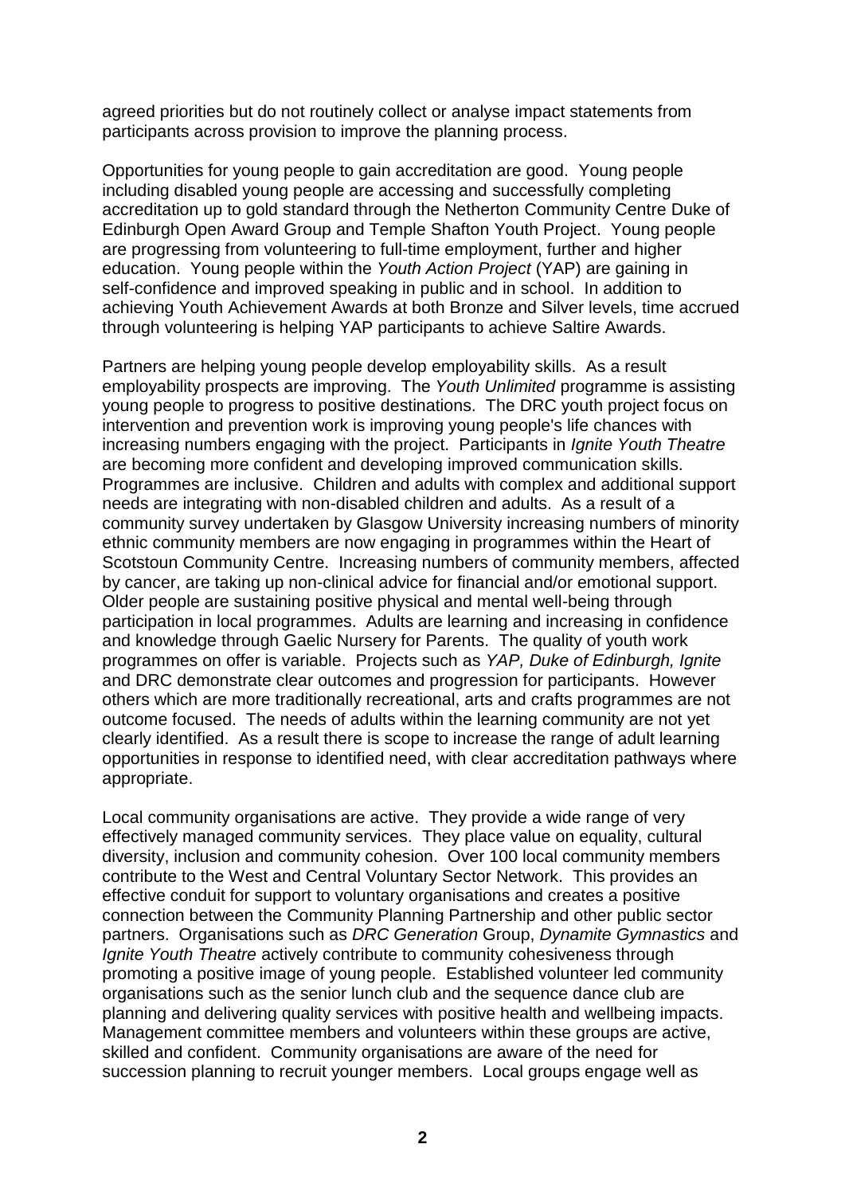agreed priorities but do not routinely collect or analyse impact statements from participants across provision to improve the planning process.

Opportunities for young people to gain accreditation are good. Young people including disabled young people are accessing and successfully completing accreditation up to gold standard through the Netherton Community Centre Duke of Edinburgh Open Award Group and Temple Shafton Youth Project. Young people are progressing from volunteering to full-time employment, further and higher education. Young people within the *Youth Action Project* (YAP) are gaining in self-confidence and improved speaking in public and in school. In addition to achieving Youth Achievement Awards at both Bronze and Silver levels, time accrued through volunteering is helping YAP participants to achieve Saltire Awards.

Partners are helping young people develop employability skills. As a result employability prospects are improving. The *Youth Unlimited* programme is assisting young people to progress to positive destinations. The DRC youth project focus on intervention and prevention work is improving young people's life chances with increasing numbers engaging with the project. Participants in *Ignite Youth Theatre* are becoming more confident and developing improved communication skills. Programmes are inclusive. Children and adults with complex and additional support needs are integrating with non-disabled children and adults. As a result of a community survey undertaken by Glasgow University increasing numbers of minority ethnic community members are now engaging in programmes within the Heart of Scotstoun Community Centre. Increasing numbers of community members, affected by cancer, are taking up non-clinical advice for financial and/or emotional support. Older people are sustaining positive physical and mental well-being through participation in local programmes. Adults are learning and increasing in confidence and knowledge through Gaelic Nursery for Parents. The quality of youth work programmes on offer is variable. Projects such as *YAP, Duke of Edinburgh, Ignite* and DRC demonstrate clear outcomes and progression for participants. However others which are more traditionally recreational, arts and crafts programmes are not outcome focused. The needs of adults within the learning community are not yet clearly identified. As a result there is scope to increase the range of adult learning opportunities in response to identified need, with clear accreditation pathways where appropriate.

Local community organisations are active. They provide a wide range of very effectively managed community services. They place value on equality, cultural diversity, inclusion and community cohesion. Over 100 local community members contribute to the West and Central Voluntary Sector Network. This provides an effective conduit for support to voluntary organisations and creates a positive connection between the Community Planning Partnership and other public sector partners. Organisations such as *DRC Generation* Group, *Dynamite Gymnastics* and *Ignite Youth Theatre* actively contribute to community cohesiveness through promoting a positive image of young people. Established volunteer led community organisations such as the senior lunch club and the sequence dance club are planning and delivering quality services with positive health and wellbeing impacts. Management committee members and volunteers within these groups are active, skilled and confident. Community organisations are aware of the need for succession planning to recruit younger members. Local groups engage well as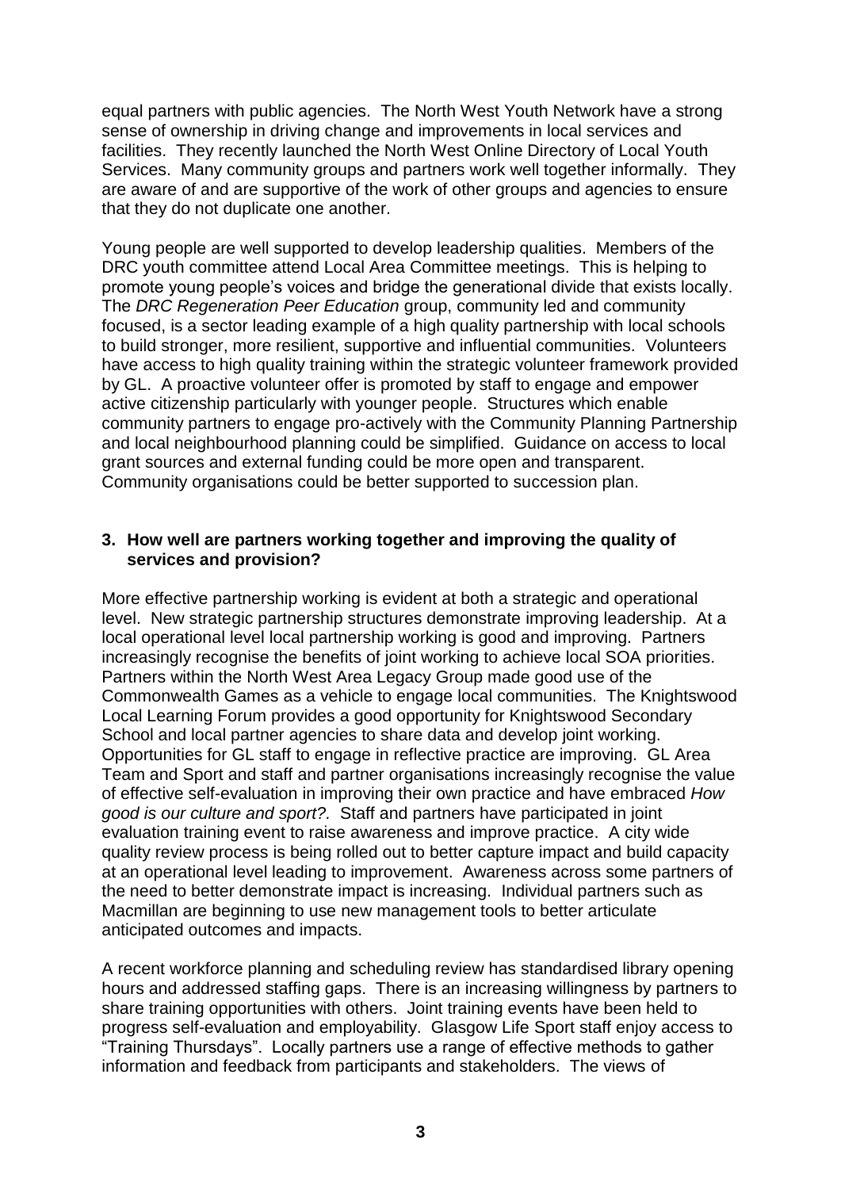equal partners with public agencies. The North West Youth Network have a strong sense of ownership in driving change and improvements in local services and facilities. They recently launched the North West Online Directory of Local Youth Services. Many community groups and partners work well together informally. They are aware of and are supportive of the work of other groups and agencies to ensure that they do not duplicate one another.

Young people are well supported to develop leadership qualities. Members of the DRC youth committee attend Local Area Committee meetings. This is helping to promote young people's voices and bridge the generational divide that exists locally. The *DRC Regeneration Peer Education* group, community led and community focused, is a sector leading example of a high quality partnership with local schools to build stronger, more resilient, supportive and influential communities. Volunteers have access to high quality training within the strategic volunteer framework provided by GL. A proactive volunteer offer is promoted by staff to engage and empower active citizenship particularly with younger people. Structures which enable community partners to engage pro-actively with the Community Planning Partnership and local neighbourhood planning could be simplified. Guidance on access to local grant sources and external funding could be more open and transparent. Community organisations could be better supported to succession plan.

### 3. How well are partners working together and improving the quality of services and provision?

More effective partnership working is evident at both a strategic and operational level. New strategic partnership structures demonstrate improving leadership. At a local operational level local partnership working is good and improving. Partners increasingly recognise the benefits of joint working to achieve local SOA priorities. Partners within the North West Area Legacy Group made good use of the Commonwealth Games as a vehicle to engage local communities. The Knightswood Local Learning Forum provides a good opportunity for Knightswood Secondary School and local partner agencies to share data and develop joint working. Opportunities for GL staff to engage in reflective practice are improving. GL Area Team and Sport and staff and partner organisations increasingly recognise the value of effective self-evaluation in improving their own practice and have embraced *How good is our culture and sport?.* Staff and partners have participated in joint evaluation training event to raise awareness and improve practice. A city wide quality review process is being rolled out to better capture impact and build capacity at an operational level leading to improvement. Awareness across some partners of the need to better demonstrate impact is increasing. Individual partners such as Macmillan are beginning to use new management tools to better articulate anticipated outcomes and impacts.

A recent workforce planning and scheduling review has standardised library opening hours and addressed staffing gaps. There is an increasing willingness by partners to share training opportunities with others. Joint training events have been held to progress self-evaluation and employability. Glasgow Life Sport staff enjoy access to "Training Thursdays". Locally partners use a range of effective methods to gather information and feedback from participants and stakeholders. The views of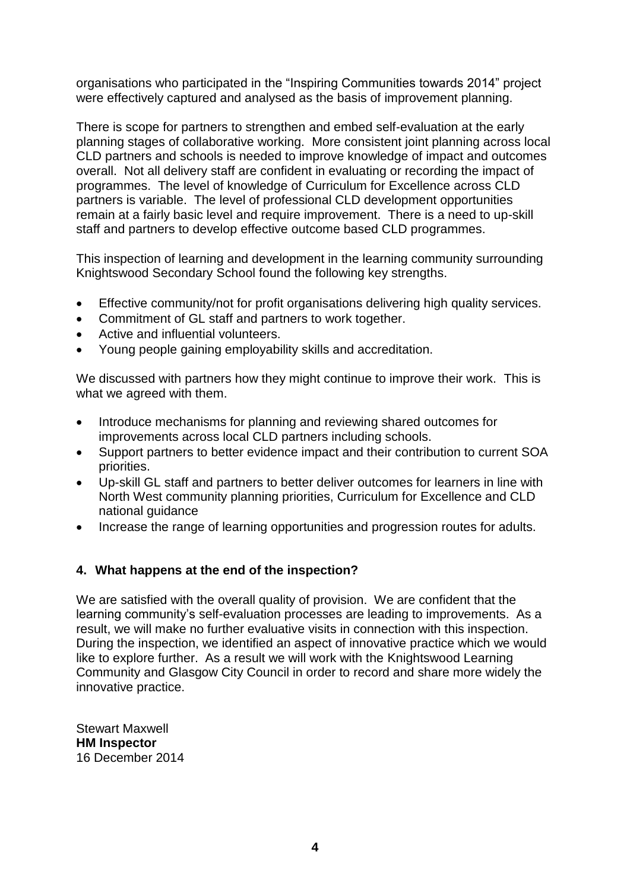organisations who participated in the "Inspiring Communities towards 2014" project were effectively captured and analysed as the basis of improvement planning.

There is scope for partners to strengthen and embed self-evaluation at the early planning stages of collaborative working. More consistent joint planning across local CLD partners and schools is needed to improve knowledge of impact and outcomes overall. Not all delivery staff are confident in evaluating or recording the impact of programmes. The level of knowledge of Curriculum for Excellence across CLD partners is variable. The level of professional CLD development opportunities remain at a fairly basic level and require improvement. There is a need to up-skill staff and partners to develop effective outcome based CLD programmes.

This inspection of learning and development in the learning community surrounding Knightswood Secondary School found the following key strengths.

- Effective community/not for profit organisations delivering high quality services.
- Commitment of GL staff and partners to work together.
- Active and influential volunteers.
- Young people gaining employability skills and accreditation.

We discussed with partners how they might continue to improve their work. This is what we agreed with them.

- Introduce mechanisms for planning and reviewing shared outcomes for improvements across local CLD partners including schools.
- Support partners to better evidence impact and their contribution to current SOA priorities.
- Up-skill GL staff and partners to better deliver outcomes for learners in line with North West community planning priorities, Curriculum for Excellence and CLD national guidance
- Increase the range of learning opportunities and progression routes for adults.

## 4. What happens at the end of the inspection?

We are satisfied with the overall quality of provision. We are confident that the learning community's self-evaluation processes are leading to improvements. As a result, we will make no further evaluative visits in connection with this inspection. During the inspection, we identified an aspect of innovative practice which we would like to explore further. As a result we will work with the Knightswood Learning Community and Glasgow City Council in order to record and share more widely the innovative practice.

Stewart Maxwell
**HM Inspector**
16 December 2014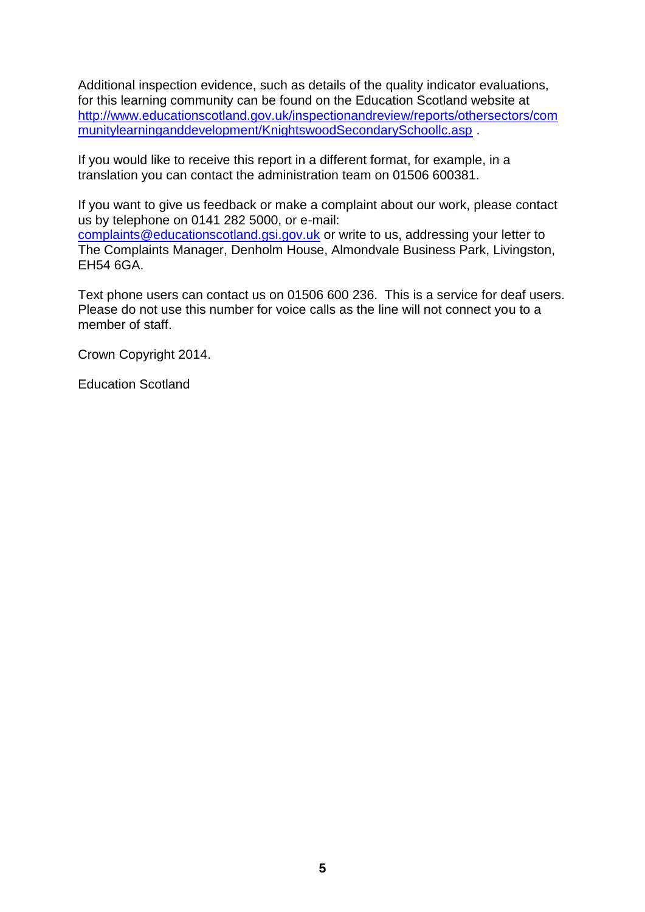Additional inspection evidence, such as details of the quality indicator evaluations, for this learning community can be found on the Education Scotland website at http://www.educationscotland.gov.uk/inspectionandreview/reports/othersectors/communitylearninganddevelopment/KnightswoodSecondarySchoollc.asp .

If you would like to receive this report in a different format, for example, in a translation you can contact the administration team on 01506 600381.

If you want to give us feedback or make a complaint about our work, please contact us by telephone on 0141 282 5000, or e-mail: complaints@educationscotland.gsi.gov.uk or write to us, addressing your letter to The Complaints Manager, Denholm House, Almondvale Business Park, Livingston, EH54 6GA.

Text phone users can contact us on 01506 600 236. This is a service for deaf users. Please do not use this number for voice calls as the line will not connect you to a member of staff.

Crown Copyright 2014.

Education Scotland